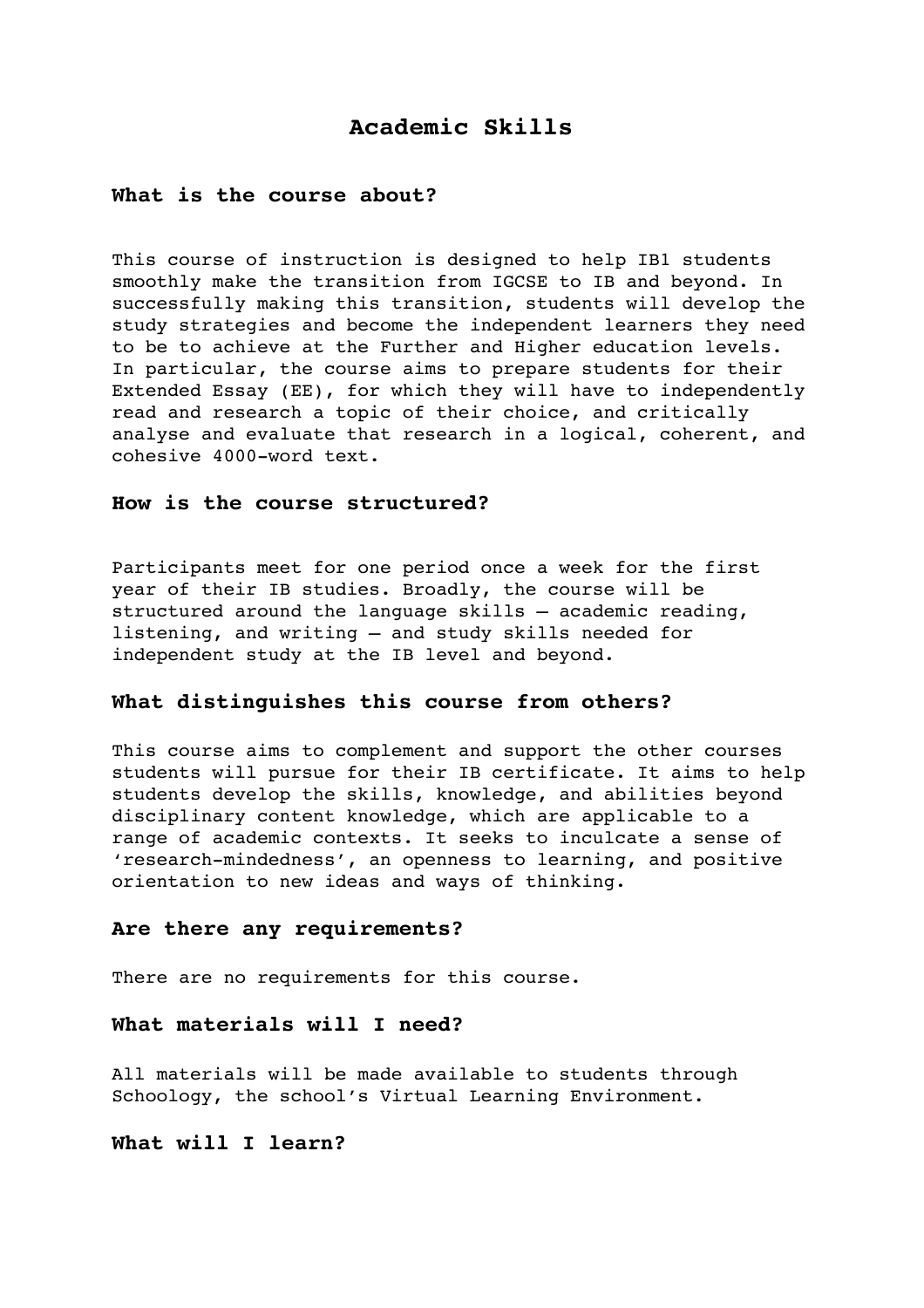# Academic Skills

## What is the course about?

This course of instruction is designed to help IB1 students smoothly make the transition from IGCSE to IB and beyond. In successfully making this transition, students will develop the study strategies and become the independent learners they need to be to achieve at the Further and Higher education levels. In particular, the course aims to prepare students for their Extended Essay (EE), for which they will have to independently read and research a topic of their choice, and critically analyse and evaluate that research in a logical, coherent, and cohesive 4000-word text.

## How is the course structured?

Participants meet for one period once a week for the first year of their IB studies. Broadly, the course will be structured around the language skills – academic reading, listening, and writing – and study skills needed for independent study at the IB level and beyond.

## What distinguishes this course from others?

This course aims to complement and support the other courses students will pursue for their IB certificate. It aims to help students develop the skills, knowledge, and abilities beyond disciplinary content knowledge, which are applicable to a range of academic contexts. It seeks to inculcate a sense of 'research-mindedness', an openness to learning, and positive orientation to new ideas and ways of thinking.

## Are there any requirements?

There are no requirements for this course.

## What materials will I need?

All materials will be made available to students through Schoology, the school's Virtual Learning Environment.

## What will I learn?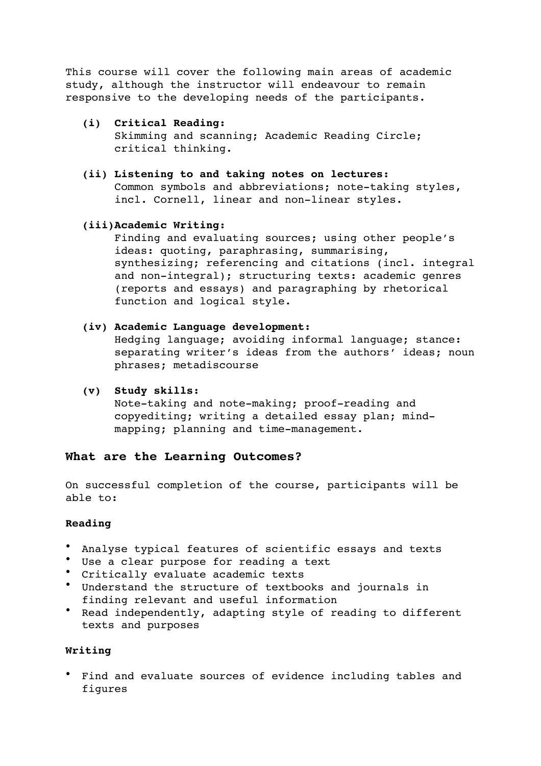This course will cover the following main areas of academic study, although the instructor will endeavour to remain responsive to the developing needs of the participants.

- **(i) Critical Reading:**
  Skimming and scanning; Academic Reading Circle; critical thinking.

- **(ii) Listening to and taking notes on lectures:**
  Common symbols and abbreviations; note-taking styles, incl. Cornell, linear and non-linear styles.

- **(iii) Academic Writing:**
  Finding and evaluating sources; using other people's ideas: quoting, paraphrasing, summarising, synthesizing; referencing and citations (incl. integral and non-integral); structuring texts: academic genres (reports and essays) and paragraphing by rhetorical function and logical style.

- **(iv) Academic Language development:**
  Hedging language; avoiding informal language; stance: separating writer's ideas from the authors' ideas; noun phrases; metadiscourse

- **(v) Study skills:**
  Note-taking and note-making; proof-reading and copyediting; writing a detailed essay plan; mind-mapping; planning and time-management.

## What are the Learning Outcomes?

On successful completion of the course, participants will be able to:

**Reading**

- Analyse typical features of scientific essays and texts
- Use a clear purpose for reading a text
- Critically evaluate academic texts
- Understand the structure of textbooks and journals in finding relevant and useful information
- Read independently, adapting style of reading to different texts and purposes

**Writing**

- Find and evaluate sources of evidence including tables and figures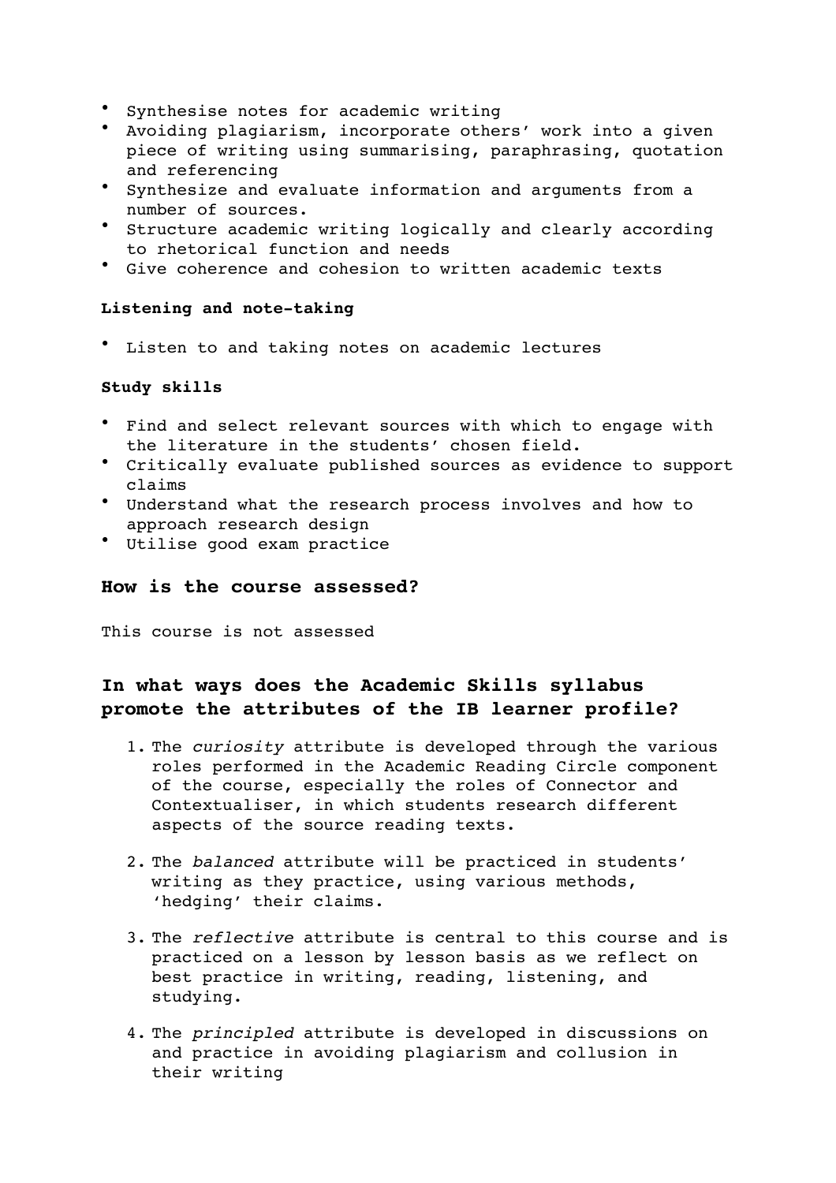- Synthesise notes for academic writing
- Avoiding plagiarism, incorporate others' work into a given piece of writing using summarising, paraphrasing, quotation and referencing
- Synthesize and evaluate information and arguments from a number of sources.
- Structure academic writing logically and clearly according to rhetorical function and needs
- Give coherence and cohesion to written academic texts

**Listening and note-taking**

- Listen to and taking notes on academic lectures

**Study skills**

- Find and select relevant sources with which to engage with the literature in the students' chosen field.
- Critically evaluate published sources as evidence to support claims
- Understand what the research process involves and how to approach research design
- Utilise good exam practice

### How is the course assessed?

This course is not assessed

### In what ways does the Academic Skills syllabus promote the attributes of the IB learner profile?

1. The *curiosity* attribute is developed through the various roles performed in the Academic Reading Circle component of the course, especially the roles of Connector and Contextualiser, in which students research different aspects of the source reading texts.

2. The *balanced* attribute will be practiced in students' writing as they practice, using various methods, 'hedging' their claims.

3. The *reflective* attribute is central to this course and is practiced on a lesson by lesson basis as we reflect on best practice in writing, reading, listening, and studying.

4. The *principled* attribute is developed in discussions on and practice in avoiding plagiarism and collusion in their writing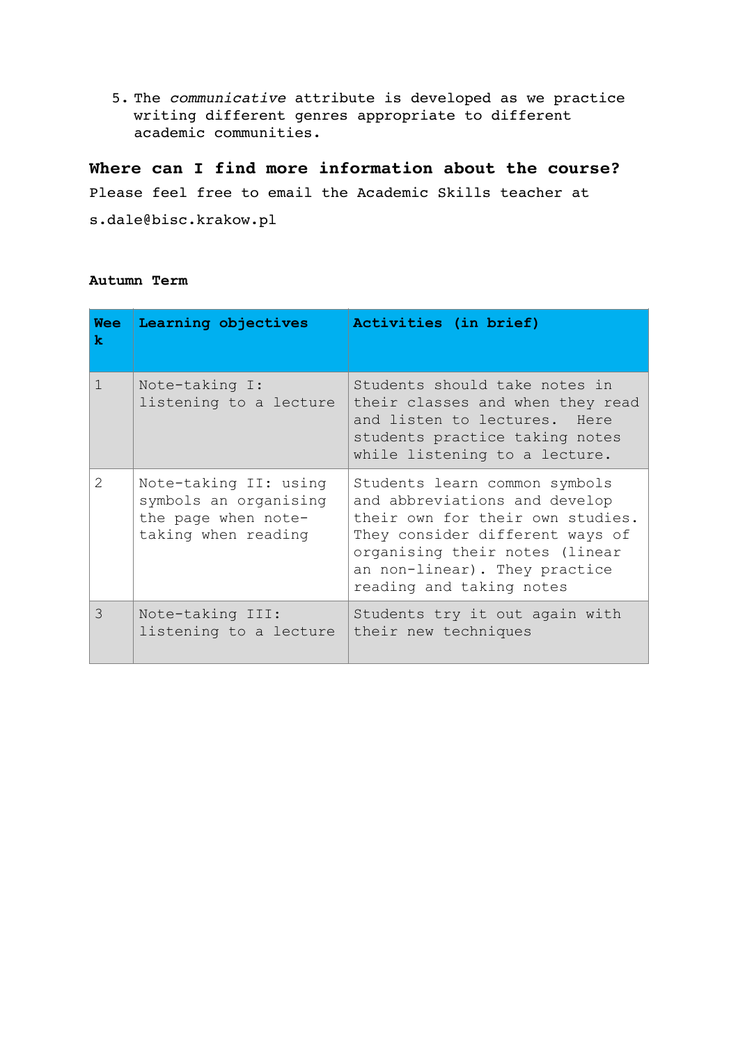5. The *communicative* attribute is developed as we practice writing different genres appropriate to different academic communities.

## Where can I find more information about the course?

Please feel free to email the Academic Skills teacher at

s.dale@bisc.krakow.pl

**Autumn Term**

| Week | Learning objectives | Activities (in brief) |
|---|---|---|
| 1 | Note-taking I: listening to a lecture | Students should take notes in their classes and when they read and listen to lectures. Here students practice taking notes while listening to a lecture. |
| 2 | Note-taking II: using symbols an organising the page when note-taking when reading | Students learn common symbols and abbreviations and develop their own for their own studies. They consider different ways of organising their notes (linear an non-linear). They practice reading and taking notes |
| 3 | Note-taking III: listening to a lecture | Students try it out again with their new techniques |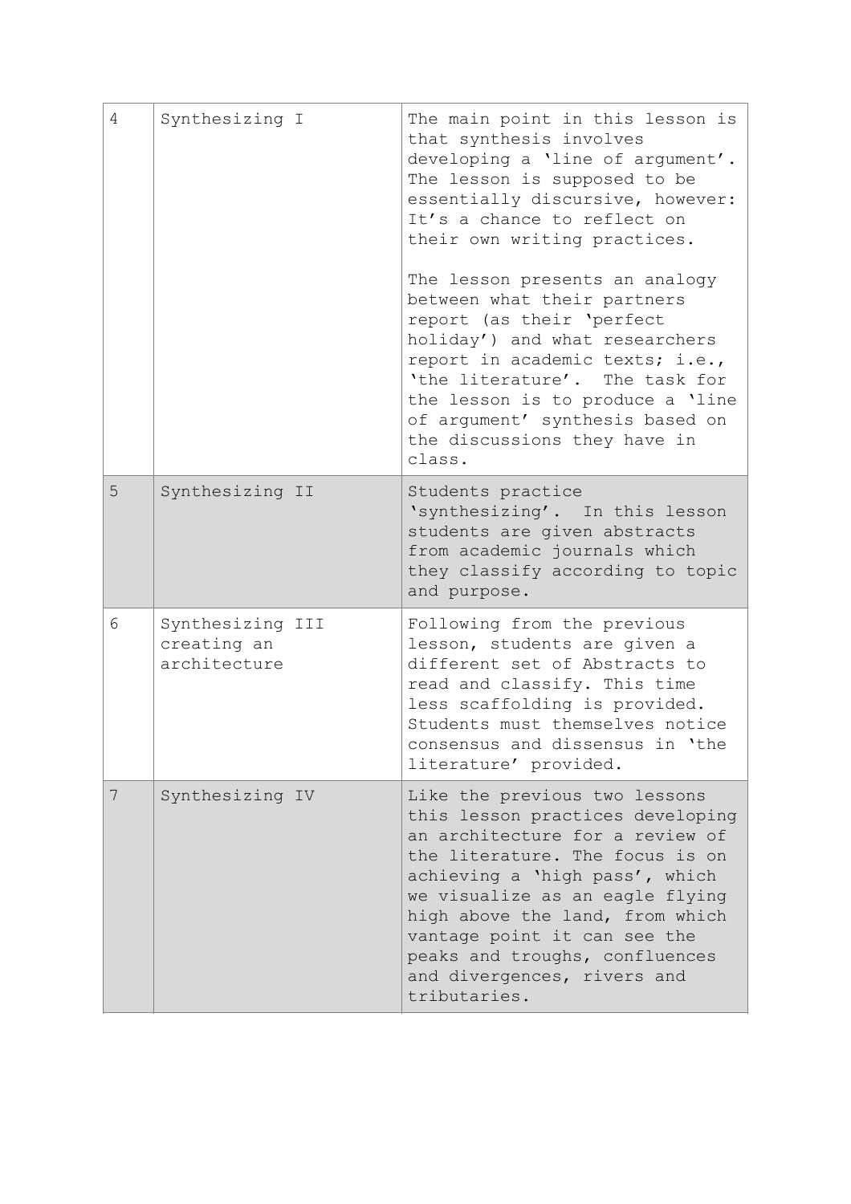| | | |
|---|---|---|
| 4 | Synthesizing I | The main point in this lesson is that synthesis involves developing a 'line of argument'. The lesson is supposed to be essentially discursive, however: It's a chance to reflect on their own writing practices.<br><br>The lesson presents an analogy between what their partners report (as their 'perfect holiday') and what researchers report in academic texts; i.e., 'the literature'. The task for the lesson is to produce a 'line of argument' synthesis based on the discussions they have in class. |
| 5 | Synthesizing II | Students practice 'synthesizing'. In this lesson students are given abstracts from academic journals which they classify according to topic and purpose. |
| 6 | Synthesizing III creating an architecture | Following from the previous lesson, students are given a different set of Abstracts to read and classify. This time less scaffolding is provided. Students must themselves notice consensus and dissensus in 'the literature' provided. |
| 7 | Synthesizing IV | Like the previous two lessons this lesson practices developing an architecture for a review of the literature. The focus is on achieving a 'high pass', which we visualize as an eagle flying high above the land, from which vantage point it can see the peaks and troughs, confluences and divergences, rivers and tributaries. |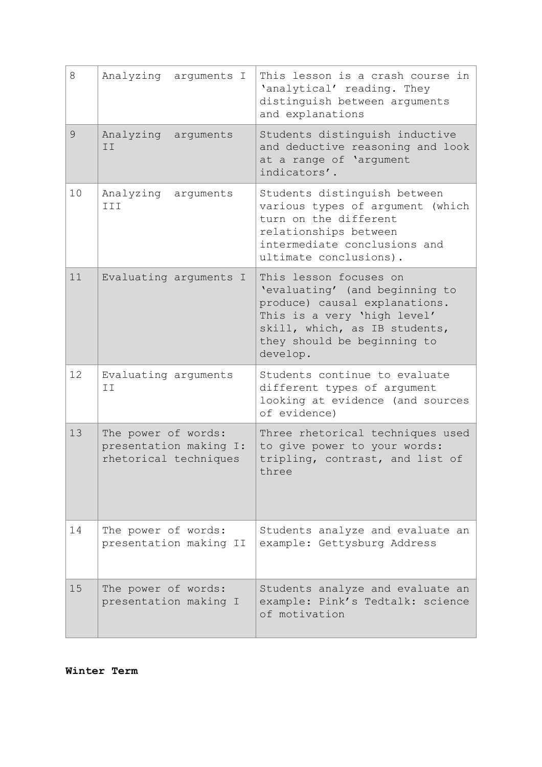| 8 | Analyzing arguments I | This lesson is a crash course in 'analytical' reading. They distinguish between arguments and explanations |
|---|---|---|
| 9 | Analyzing arguments II | Students distinguish inductive and deductive reasoning and look at a range of 'argument indicators'. |
| 10 | Analyzing arguments III | Students distinguish between various types of argument (which turn on the different relationships between intermediate conclusions and ultimate conclusions). |
| 11 | Evaluating arguments I | This lesson focuses on 'evaluating' (and beginning to produce) causal explanations. This is a very 'high level' skill, which, as IB students, they should be beginning to develop. |
| 12 | Evaluating arguments II | Students continue to evaluate different types of argument looking at evidence (and sources of evidence) |
| 13 | The power of words: presentation making I: rhetorical techniques | Three rhetorical techniques used to give power to your words: tripling, contrast, and list of three |
| 14 | The power of words: presentation making II | Students analyze and evaluate an example: Gettysburg Address |
| 15 | The power of words: presentation making I | Students analyze and evaluate an example: Pink's Tedtalk: science of motivation |

**Winter Term**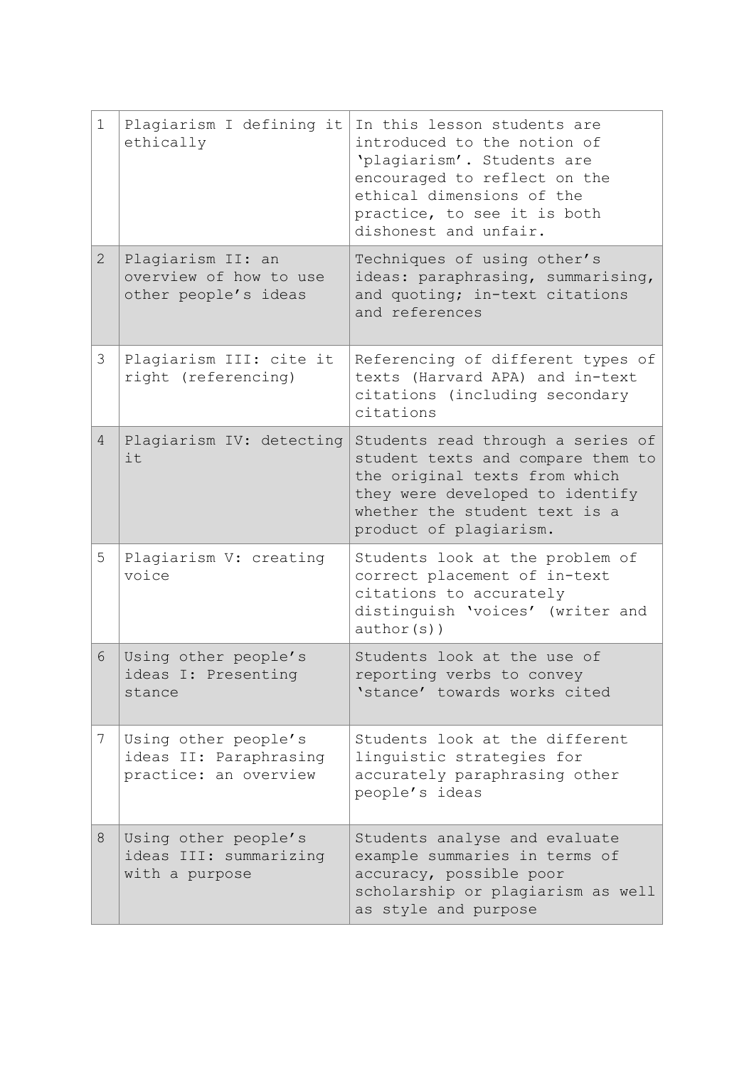| | | |
|---|---|---|
| 1 | Plagiarism I defining it ethically | In this lesson students are introduced to the notion of 'plagiarism'. Students are encouraged to reflect on the ethical dimensions of the practice, to see it is both dishonest and unfair. |
| 2 | Plagiarism II: an overview of how to use other people's ideas | Techniques of using other's ideas: paraphrasing, summarising, and quoting; in-text citations and references |
| 3 | Plagiarism III: cite it right (referencing) | Referencing of different types of texts (Harvard APA) and in-text citations (including secondary citations |
| 4 | Plagiarism IV: detecting it | Students read through a series of student texts and compare them to the original texts from which they were developed to identify whether the student text is a product of plagiarism. |
| 5 | Plagiarism V: creating voice | Students look at the problem of correct placement of in-text citations to accurately distinguish 'voices' (writer and author(s)) |
| 6 | Using other people's ideas I: Presenting stance | Students look at the use of reporting verbs to convey 'stance' towards works cited |
| 7 | Using other people's ideas II: Paraphrasing practice: an overview | Students look at the different linguistic strategies for accurately paraphrasing other people's ideas |
| 8 | Using other people's ideas III: summarizing with a purpose | Students analyse and evaluate example summaries in terms of accuracy, possible poor scholarship or plagiarism as well as style and purpose |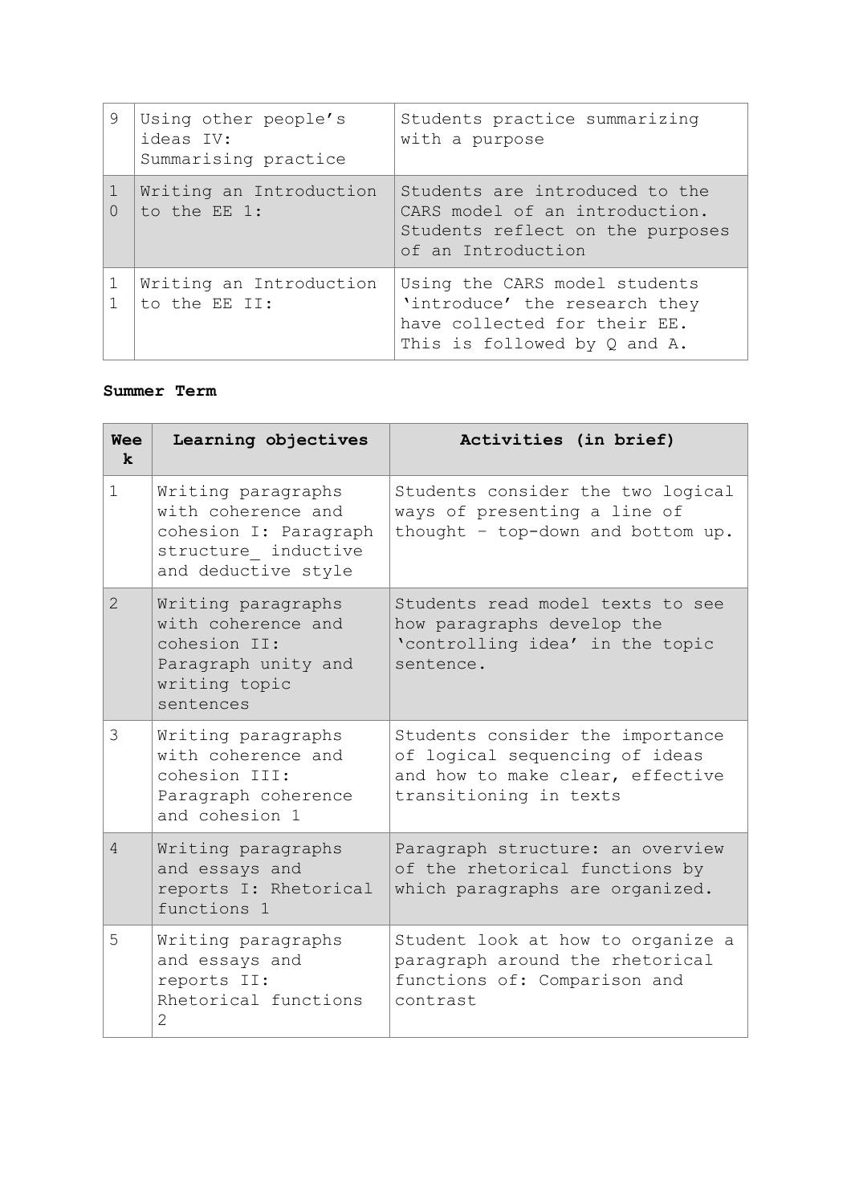| 9 | Using other people's ideas IV: Summarising practice | Students practice summarizing with a purpose |
|---|---|---|
| 10 | Writing an Introduction to the EE 1: | Students are introduced to the CARS model of an introduction. Students reflect on the purposes of an Introduction |
| 11 | Writing an Introduction to the EE II: | Using the CARS model students 'introduce' the research they have collected for their EE. This is followed by Q and A. |

**Summer Term**

| Week | Learning objectives | Activities (in brief) |
|---|---|---|
| 1 | Writing paragraphs with coherence and cohesion I: Paragraph structure_ inductive and deductive style | Students consider the two logical ways of presenting a line of thought – top-down and bottom up. |
| 2 | Writing paragraphs with coherence and cohesion II: Paragraph unity and writing topic sentences | Students read model texts to see how paragraphs develop the 'controlling idea' in the topic sentence. |
| 3 | Writing paragraphs with coherence and cohesion III: Paragraph coherence and cohesion 1 | Students consider the importance of logical sequencing of ideas and how to make clear, effective transitioning in texts |
| 4 | Writing paragraphs and essays and reports I: Rhetorical functions 1 | Paragraph structure: an overview of the rhetorical functions by which paragraphs are organized. |
| 5 | Writing paragraphs and essays and reports II: Rhetorical functions 2 | Student look at how to organize a paragraph around the rhetorical functions of: Comparison and contrast |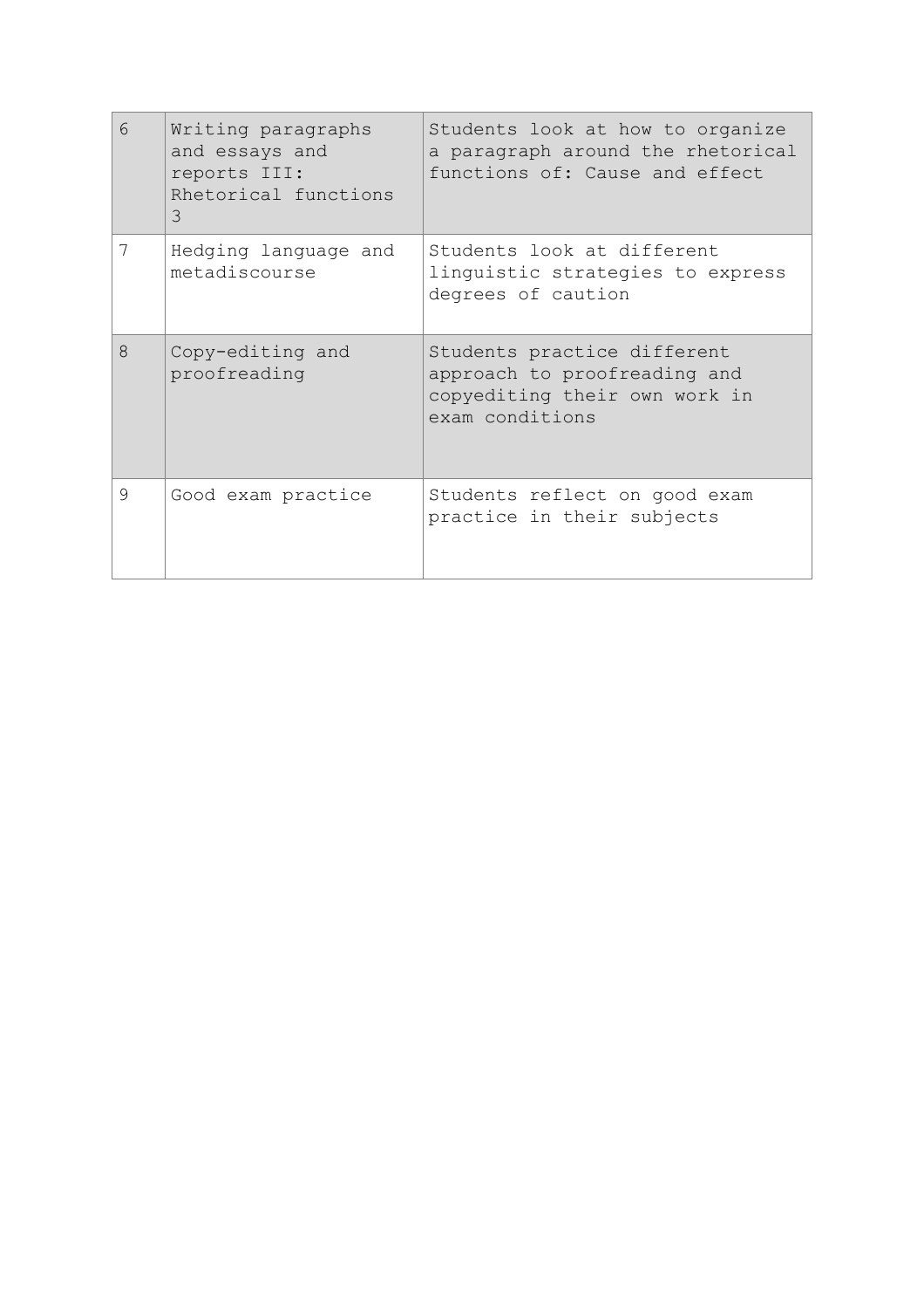| | | |
|---|---|---|
| 6 | Writing paragraphs and essays and reports III: Rhetorical functions 3 | Students look at how to organize a paragraph around the rhetorical functions of: Cause and effect |
| 7 | Hedging language and metadiscourse | Students look at different linguistic strategies to express degrees of caution |
| 8 | Copy-editing and proofreading | Students practice different approach to proofreading and copyediting their own work in exam conditions |
| 9 | Good exam practice | Students reflect on good exam practice in their subjects |